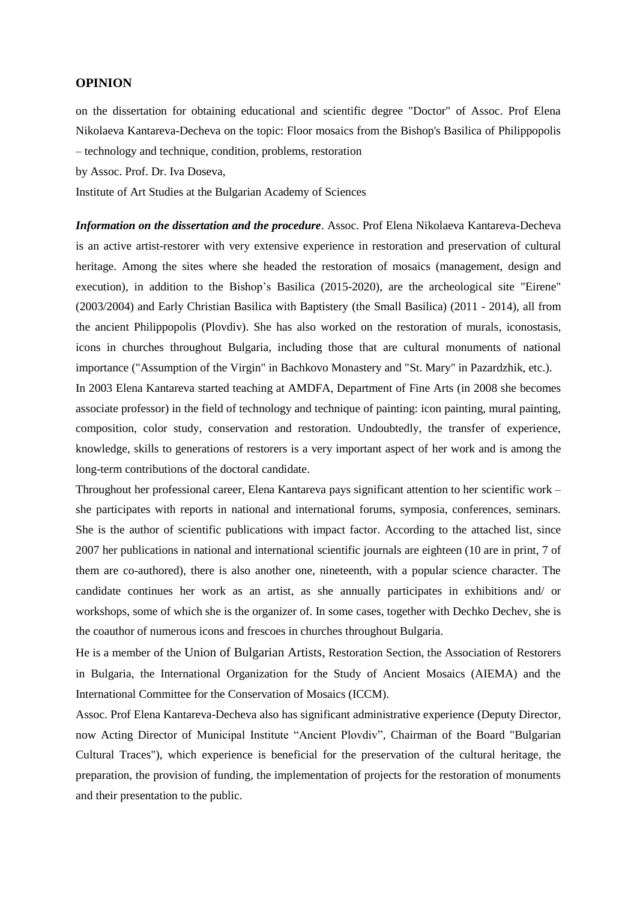## OPINION

on the dissertation for obtaining educational and scientific degree "Doctor" of Assoc. Prof Elena Nikolaeva Kantareva-Decheva on the topic: Floor mosaics from the Bishop's Basilica of Philippopolis – technology and technique, condition, problems, restoration

by Assoc. Prof. Dr. Iva Doseva,

Institute of Art Studies at the Bulgarian Academy of Sciences

***Information on the dissertation and the procedure***. Assoc. Prof Elena Nikolaeva Kantareva-Decheva is an active artist-restorer with very extensive experience in restoration and preservation of cultural heritage. Among the sites where she headed the restoration of mosaics (management, design and execution), in addition to the Bishop's Basilica (2015-2020), are the archeological site "Eirene" (2003/2004) and Early Christian Basilica with Baptistery (the Small Basilica) (2011 - 2014), all from the ancient Philippopolis (Plovdiv). She has also worked on the restoration of murals, iconostasis, icons in churches throughout Bulgaria, including those that are cultural monuments of national importance ("Assumption of the Virgin" in Bachkovo Monastery and "St. Mary" in Pazardzhik, etc.).

In 2003 Elena Kantareva started teaching at AMDFA, Department of Fine Arts (in 2008 she becomes associate professor) in the field of technology and technique of painting: icon painting, mural painting, composition, color study, conservation and restoration. Undoubtedly, the transfer of experience, knowledge, skills to generations of restorers is a very important aspect of her work and is among the long-term contributions of the doctoral candidate.

Throughout her professional career, Elena Kantareva pays significant attention to her scientific work – she participates with reports in national and international forums, symposia, conferences, seminars. She is the author of scientific publications with impact factor. According to the attached list, since 2007 her publications in national and international scientific journals are eighteen (10 are in print, 7 of them are co-authored), there is also another one, nineteenth, with a popular science character. The candidate continues her work as an artist, as she annually participates in exhibitions and/ or workshops, some of which she is the organizer of. In some cases, together with Dechko Dechev, she is the coauthor of numerous icons and frescoes in churches throughout Bulgaria.

He is a member of the Union of Bulgarian Artists, Restoration Section, the Association of Restorers in Bulgaria, the International Organization for the Study of Ancient Mosaics (AIEMA) and the International Committee for the Conservation of Mosaics (ICCM).

Assoc. Prof Elena Kantareva-Decheva also has significant administrative experience (Deputy Director, now Acting Director of Municipal Institute "Ancient Plovdiv", Chairman of the Board "Bulgarian Cultural Traces"), which experience is beneficial for the preservation of the cultural heritage, the preparation, the provision of funding, the implementation of projects for the restoration of monuments and their presentation to the public.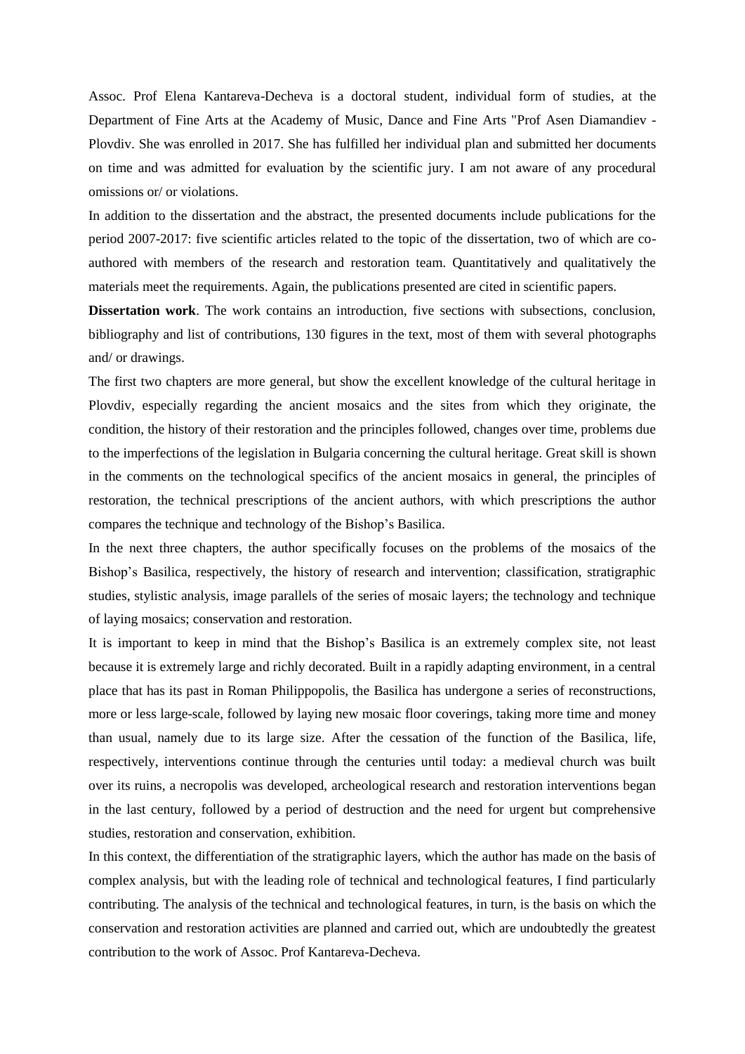Assoc. Prof Elena Kantareva-Decheva is a doctoral student, individual form of studies, at the Department of Fine Arts at the Academy of Music, Dance and Fine Arts "Prof Asen Diamandiev - Plovdiv. She was enrolled in 2017. She has fulfilled her individual plan and submitted her documents on time and was admitted for evaluation by the scientific jury. I am not aware of any procedural omissions or/ or violations.

In addition to the dissertation and the abstract, the presented documents include publications for the period 2007-2017: five scientific articles related to the topic of the dissertation, two of which are co-authored with members of the research and restoration team. Quantitatively and qualitatively the materials meet the requirements. Again, the publications presented are cited in scientific papers.

**Dissertation work**. The work contains an introduction, five sections with subsections, conclusion, bibliography and list of contributions, 130 figures in the text, most of them with several photographs and/ or drawings.

The first two chapters are more general, but show the excellent knowledge of the cultural heritage in Plovdiv, especially regarding the ancient mosaics and the sites from which they originate, the condition, the history of their restoration and the principles followed, changes over time, problems due to the imperfections of the legislation in Bulgaria concerning the cultural heritage. Great skill is shown in the comments on the technological specifics of the ancient mosaics in general, the principles of restoration, the technical prescriptions of the ancient authors, with which prescriptions the author compares the technique and technology of the Bishop's Basilica.

In the next three chapters, the author specifically focuses on the problems of the mosaics of the Bishop's Basilica, respectively, the history of research and intervention; classification, stratigraphic studies, stylistic analysis, image parallels of the series of mosaic layers; the technology and technique of laying mosaics; conservation and restoration.

It is important to keep in mind that the Bishop's Basilica is an extremely complex site, not least because it is extremely large and richly decorated. Built in a rapidly adapting environment, in a central place that has its past in Roman Philippopolis, the Basilica has undergone a series of reconstructions, more or less large-scale, followed by laying new mosaic floor coverings, taking more time and money than usual, namely due to its large size. After the cessation of the function of the Basilica, life, respectively, interventions continue through the centuries until today: a medieval church was built over its ruins, a necropolis was developed, archeological research and restoration interventions began in the last century, followed by a period of destruction and the need for urgent but comprehensive studies, restoration and conservation, exhibition.

In this context, the differentiation of the stratigraphic layers, which the author has made on the basis of complex analysis, but with the leading role of technical and technological features, I find particularly contributing. The analysis of the technical and technological features, in turn, is the basis on which the conservation and restoration activities are planned and carried out, which are undoubtedly the greatest contribution to the work of Assoc. Prof Kantareva-Decheva.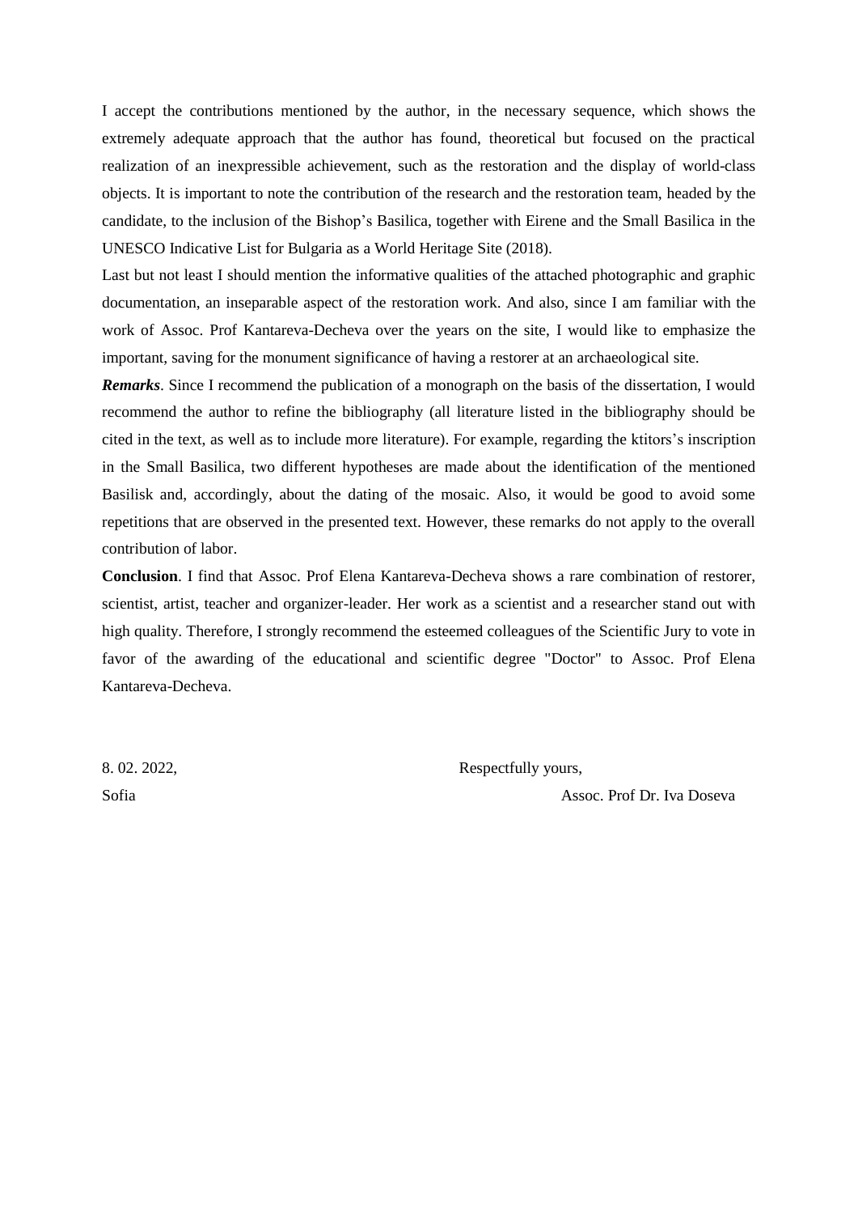I accept the contributions mentioned by the author, in the necessary sequence, which shows the extremely adequate approach that the author has found, theoretical but focused on the practical realization of an inexpressible achievement, such as the restoration and the display of world-class objects. It is important to note the contribution of the research and the restoration team, headed by the candidate, to the inclusion of the Bishop's Basilica, together with Eirene and the Small Basilica in the UNESCO Indicative List for Bulgaria as a World Heritage Site (2018).

Last but not least I should mention the informative qualities of the attached photographic and graphic documentation, an inseparable aspect of the restoration work. And also, since I am familiar with the work of Assoc. Prof Kantareva-Decheva over the years on the site, I would like to emphasize the important, saving for the monument significance of having a restorer at an archaeological site.

***Remarks***. Since I recommend the publication of a monograph on the basis of the dissertation, I would recommend the author to refine the bibliography (all literature listed in the bibliography should be cited in the text, as well as to include more literature). For example, regarding the ktitors's inscription in the Small Basilica, two different hypotheses are made about the identification of the mentioned Basilisk and, accordingly, about the dating of the mosaic. Also, it would be good to avoid some repetitions that are observed in the presented text. However, these remarks do not apply to the overall contribution of labor.

**Conclusion**. I find that Assoc. Prof Elena Kantareva-Decheva shows a rare combination of restorer, scientist, artist, teacher and organizer-leader. Her work as a scientist and a researcher stand out with high quality. Therefore, I strongly recommend the esteemed colleagues of the Scientific Jury to vote in favor of the awarding of the educational and scientific degree "Doctor" to Assoc. Prof Elena Kantareva-Decheva.

8. 02. 2022,

Sofia

Respectfully yours,

Assoc. Prof Dr. Iva Doseva